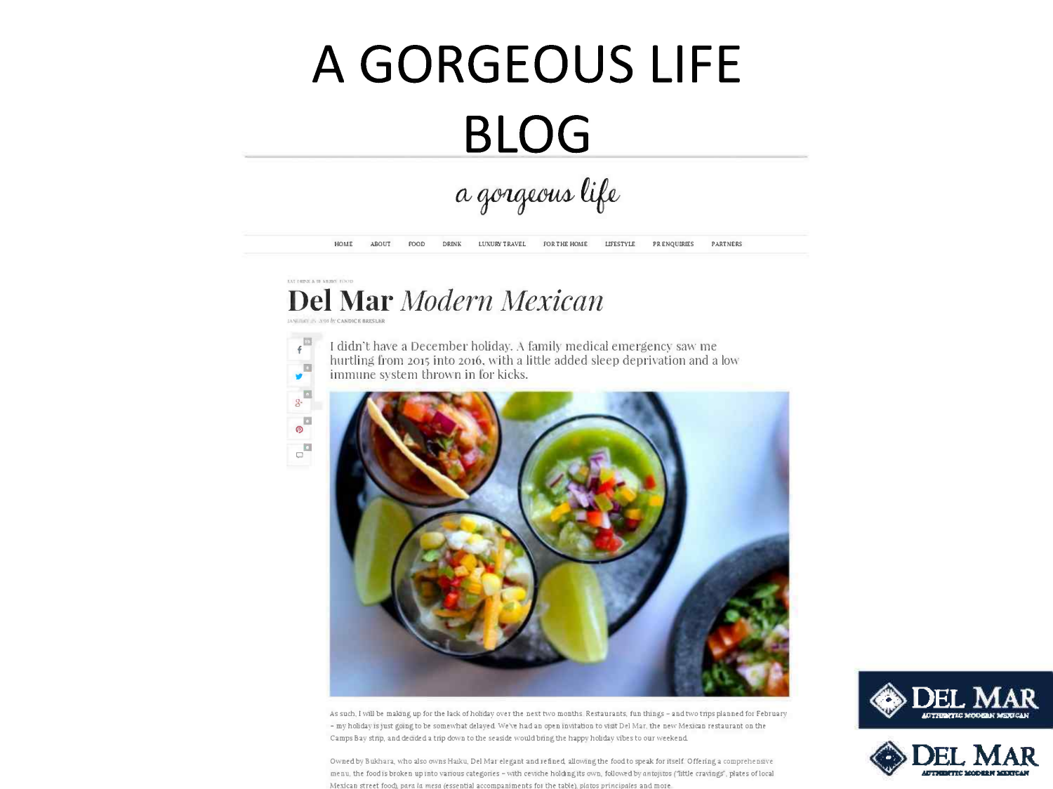# A GORGEOUS LIFE BLOG

a gorgeous life

HOME ABOUT FOOD DRINK LUXURY TRAVEL FOR THE HOME LIFESTYLE PR ENQUIRIES PARTNERS

EAT DRINK & BE MERRY, FOOD

## Del Mar *Modern Mexican*

JANUARY 25, 2016 by CANDICE BRESLAR

I didn't have a December holiday. A family medical emergency saw me hurtling from 2015 into 2016, with a little added sleep deprivation and a low immune system thrown in for kicks.

As such, I will be making up for the lack of holiday over the next two months. Restaurants, fun things – and two trips planned for February – my holiday is just going to be somewhat delayed. We've had an open invitation to visit Del Mar, the new Mexican restaurant on the Camps Bay strip, and decided a trip down to the seaside would bring the happy holiday vibes to our weekend.

Owned by Bukhara, who also owns Haiku, Del Mar elegant and refined, allowing the food to speak for itself. Offering a comprehensive menu, the food is broken up into various categories – with ceviche holding its own, followed by *antojitos* ("little cravings", plates of local Mexican street food), *para la mesa* (essential accompaniments for the table), *platos principales* and more.

DEL MAR
AUTHENTIC MODERN MEXICAN

DEL MAR
AUTHENTIC MODERN MEXICAN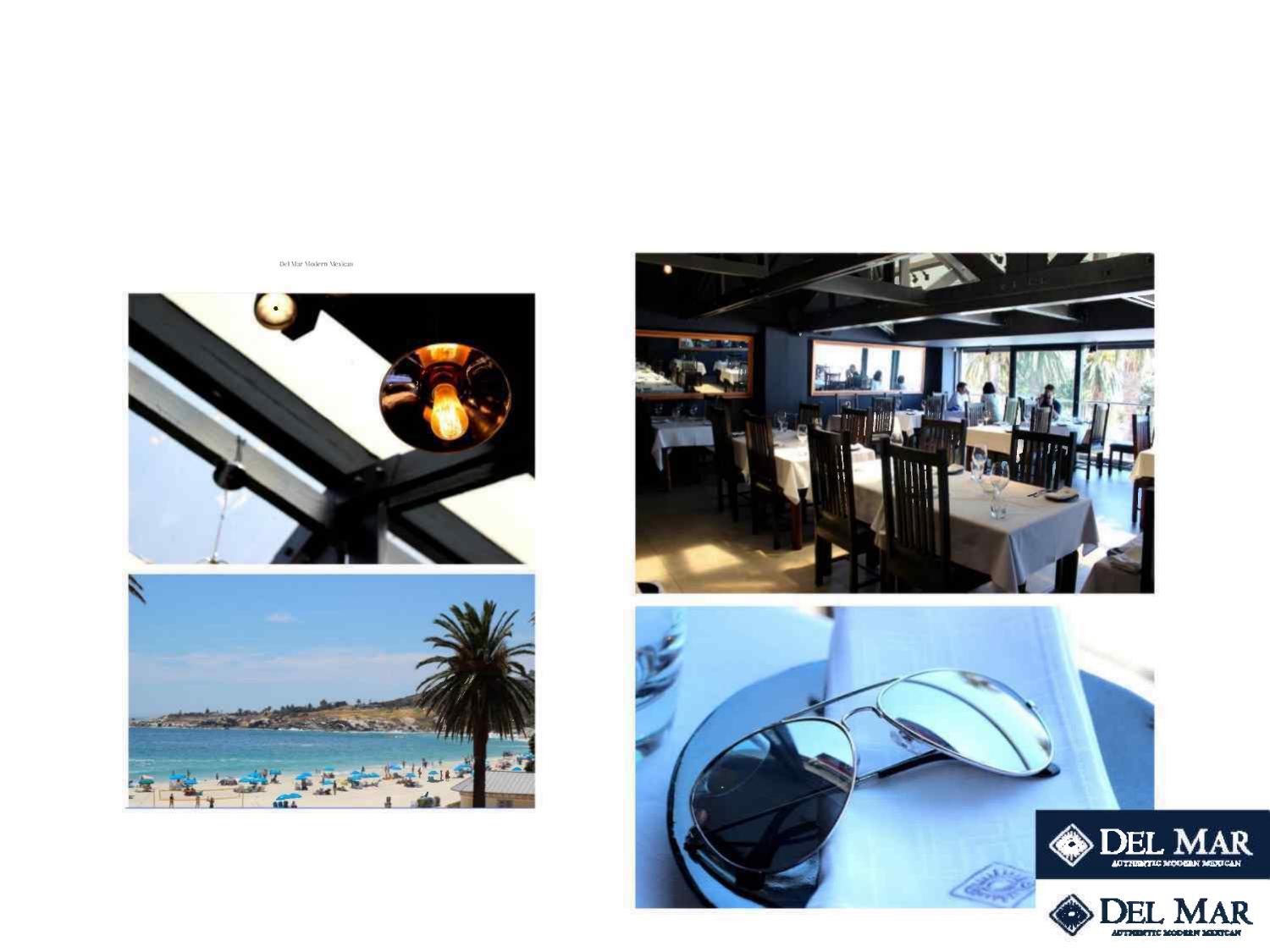Del Mar Modern Mexican

DEL MAR
AUTHENTIC MODERN MEXICAN

DEL MAR
AUTHENTIC MODERN MEXICAN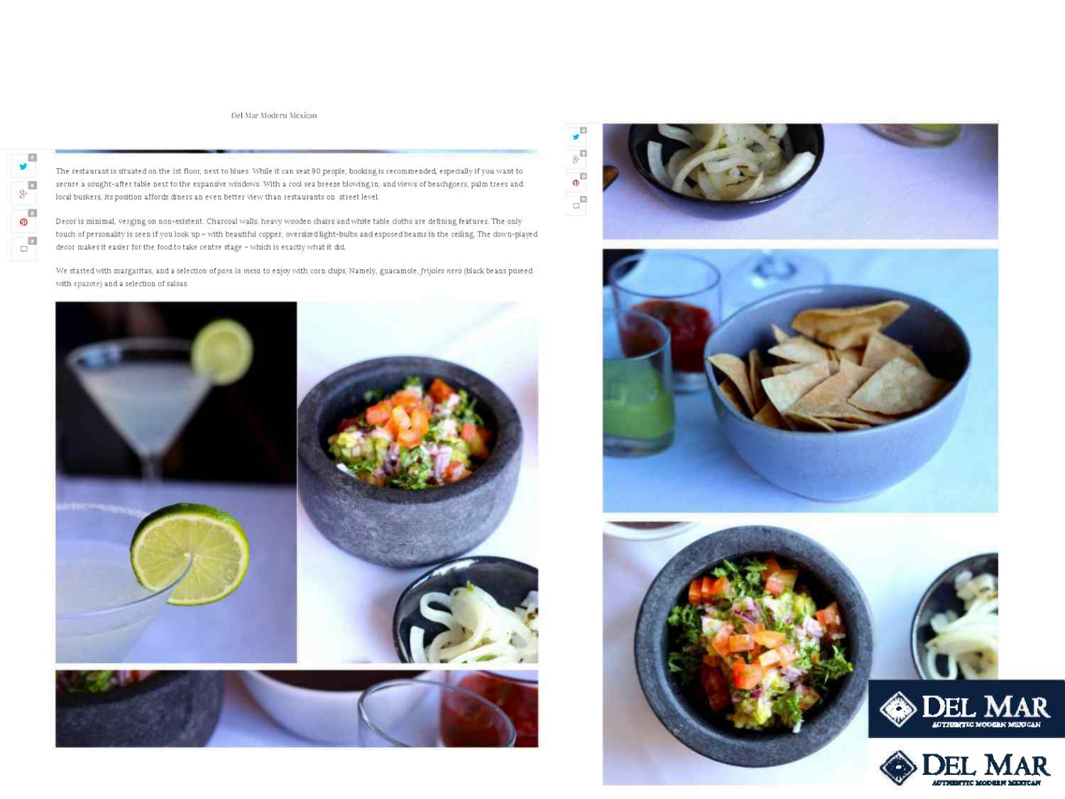Del Mar Modern Mexican

The restaurant is situated on the 1st floor, next to blues. While it can seat 90 people, booking is recommended, especially if you want to secure a sought-after table next to the expansive windows. With a cool sea breeze blowing in, and views of beachgoers, palm trees and local buskers, its position affords diners an even better view than restaurants on street level.

Decor is minimal, verging on non-existent. Charcoal walls, heavy wooden chairs and white table cloths are defining features. The only touch of personality is seen if you look up – with beautiful copper, oversized light-bulbs and exposed beams in the ceiling. The down-played decor makes it easier for the food to take centre stage – which is exactly what it did.

We started with margaritas, and a selection of *para la mesa* to enjoy with corn chips. Namely, guacamole, *frijoles nero* (black beans pureed with epazote) and a selection of salsas.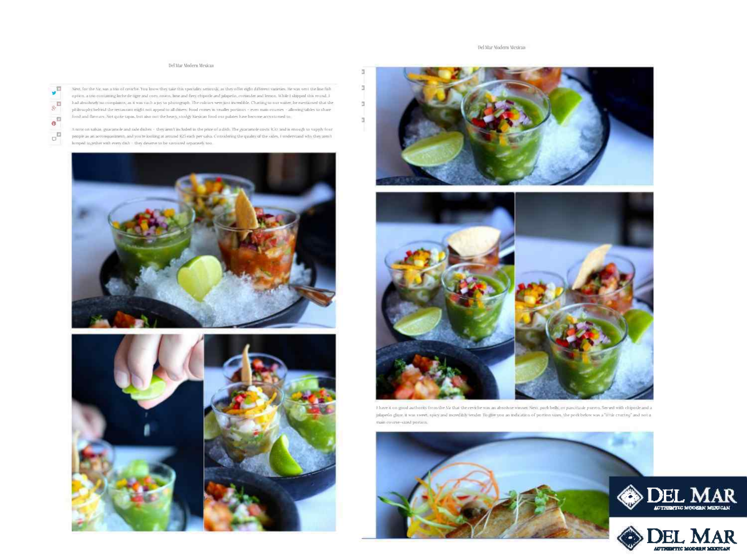Next, for the Va, was a trio of ceviche. You know they take this speciality seriously, as they offer eight different varieties. He was sent the line fish option, a trio containing leche de tigre and corn, onion, lime and fiery chipotle and jalapeño, coriander and lemon. While I skipped this round, I had absolutely no complaints, as it was such a joy to photograph. The colours were just incredible. Chatting to our waiter, he mentioned that the philosophy behind the restaurant might not appeal to all diners. Food comes in smaller portions – even main courses – allowing tables to share food and flavours. Not quite tapas, but also not the heavy, stodgy Mexican food our palates have become accustomed to.

A note on salsas, guacamole and side dishes – they aren't included in the price of a dish. The guacamole costs R50 and is enough to supply four people as an accompaniment, and you're looking at around R25 each per salsa. Considering the quality of the sides, I understand why they aren't lumped together with every dish – they deserve to be savoured separately too.

I have it on good authority from the Va that the ceviche was an absolute winner. Next, pork belly, or panceta de puerco. Served with chipotle and a jalapeño glaze, it was sweet, spicy and incredibly tender. To give you an indication of portion sizes, the pork below was a "little craving" and not a main course-sized portion.

DEL MAR
AUTHENTIC MODERN MEXICAN

DEL MAR
AUTHENTIC MODERN MEXICAN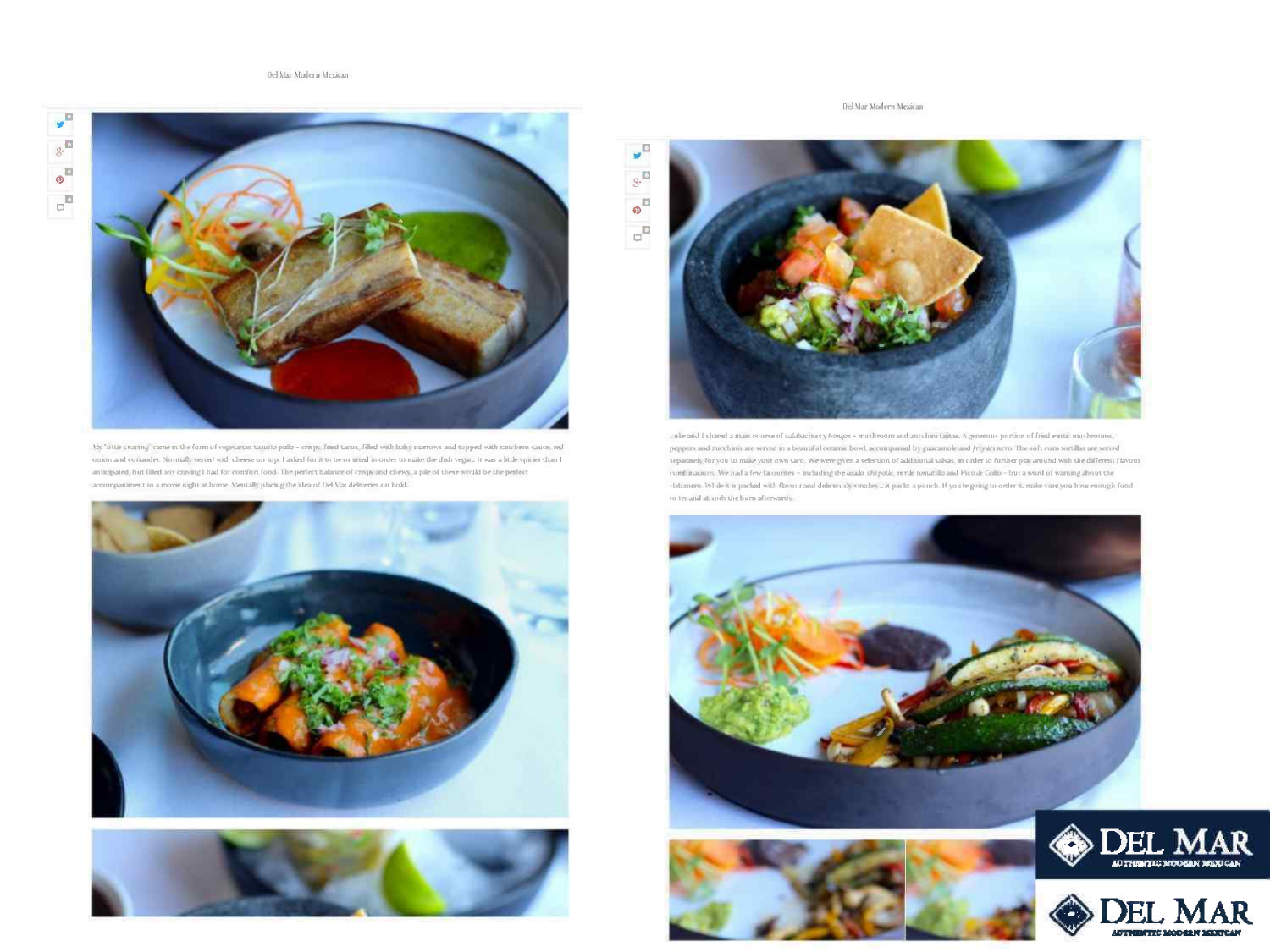Del Mar Modern Mexican

My "little craving" came in the form of vegetarian taquito pollo – crispy, fried tacos, filled with baby marrows and topped with ranchero sauce, red onion and coriander. Normally served with cheese on top, I asked for it to be omitted in order to make the dish vegan. It was a little spicier than I anticipated, but filled any craving I had for comfort food. The perfect balance of crispy and chewy, a pile of these would be the perfect accompaniment to a movie night at home. Mentally placing the idea of Del Mar deliveries on hold.

Del Mar Modern Mexican

Luke and I shared a main course of calabacines y hongos – mushroom and zucchini fajitas. A generous portion of fried exotic mushrooms, peppers and zucchinis are served in a beautiful ceramic bowl, accompanied by guacamole and frijoles nero. The soft corn tortillas are served separately, for you to make your own taco. We were given a selection of additional salsas, in order to further play around with the different flavour combinations. We had a few favourites – including the asado chipotle, verde tomatillo and Pico de Gallo – but a word of warning about the Habanero. While it is packed with flavour and deliciously smokey... it packs a punch. If you're going to order it, make sure you have enough food to try and absorb the burn afterwards.

DEL MAR
AUTHENTIC MODERN MEXICAN

DEL MAR
AUTHENTIC MODERN MEXICAN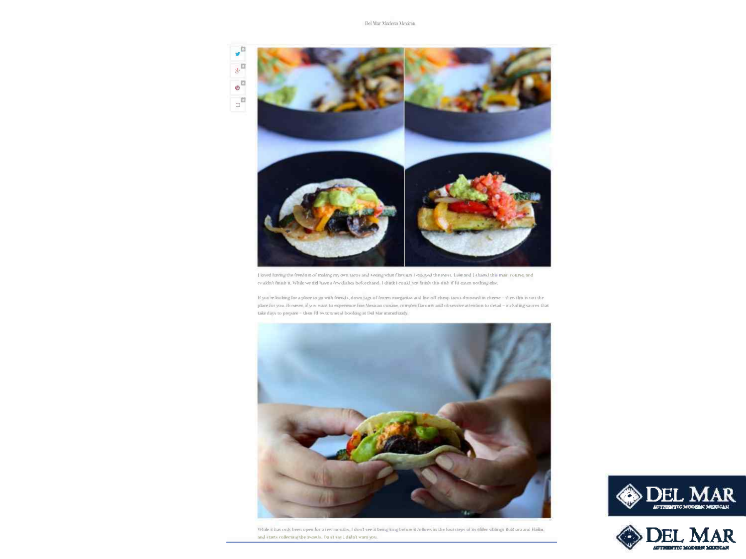I loved having the freedom of making my own tacos and seeing what flavours I enjoyed the most. Luke and I shared this main course, and couldn't finish it. While we did have a few dishes beforehand, I think I could just finish this dish if I'd eaten nothing else.

If you're looking for a place to go with friends, down jugs of frozen margaritas and live off cheap tacos drowned in cheese – then this is not the place for you. However, if you want to experience fine Mexican cuisine, complex flavours and obsessive attention to detail – including sauces that take days to prepare – then I'd recommend booking at Del Mar immediately.

While it has only been open for a few months, I don't see it being long before it follows in the footsteps of its older siblings Bukhara and Haiku, and starts collecting the awards. Don't say I didn't warn you.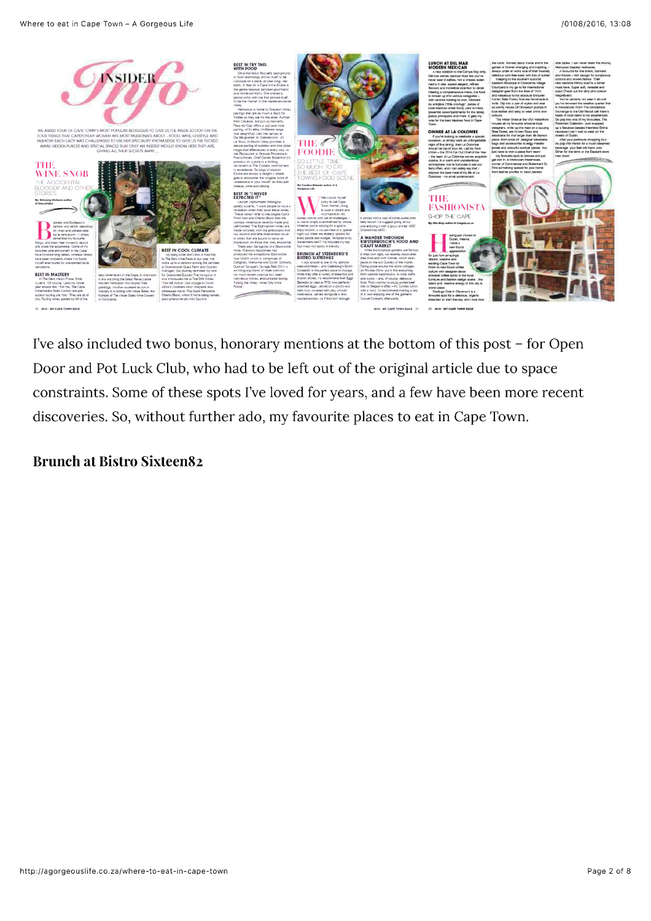I've also included two bonus, honorary mentions at the bottom of this post – for Open Door and Pot Luck Club, who had to be left out of the original article due to space constraints. Some of these spots I've loved for years, and a few have been more recent discoveries. So, without further ado, my favourite places to eat in Cape Town.

## Brunch at Bistro Sixteen82